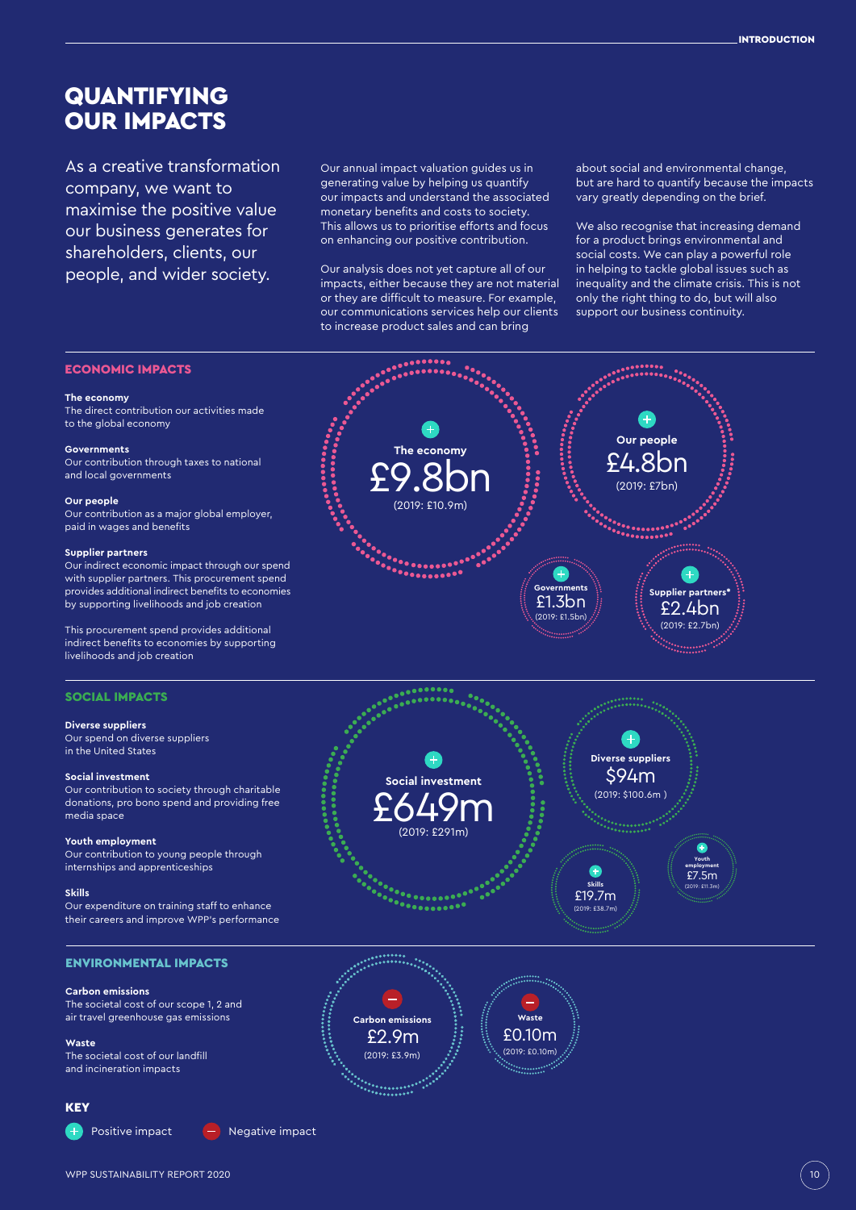# QUANTIFYING OUR IMPACTS

As a creative transformation company, we want to maximise the positive value our business generates for shareholders, clients, our people, and wider society.

Our annual impact valuation guides us in generating value by helping us quantify our impacts and understand the associated monetary benefits and costs to society. This allows us to prioritise efforts and focus on enhancing our positive contribution.

Our analysis does not yet capture all of our impacts, either because they are not material or they are difficult to measure. For example, our communications services help our clients to increase product sales and can bring about social and environmental change, but are hard to quantify because the impacts vary greatly depending on the brief.

We also recognise that increasing demand for a product brings environmental and social costs. We can play a powerful role in helping to tackle global issues such as inequality and the climate crisis. This is not only the right thing to do, but will also support our business continuity.

## ECONOMIC IMPACTS

**The economy**
The direct contribution our activities made to the global economy

**Governments**
Our contribution through taxes to national and local governments

**Our people**
Our contribution as a major global employer, paid in wages and benefits

**Supplier partners**
Our indirect economic impact through our spend with supplier partners. This procurement spend provides additional indirect benefits to economies by supporting livelihoods and job creation

This procurement spend provides additional indirect benefits to economies by supporting livelihoods and job creation

- (+) **The economy** £9.8bn (2019: £10.9m)
- (+) **Our people** £4.8bn (2019: £7bn)
- (+) **Governments** £1.3bn (2019: £1.5bn)
- (+) **Supplier partners*** £2.4bn (2019: £2.7bn)

## SOCIAL IMPACTS

**Diverse suppliers**
Our spend on diverse suppliers in the United States

**Social investment**
Our contribution to society through charitable donations, pro bono spend and providing free media space

**Youth employment**
Our contribution to young people through internships and apprenticeships

**Skills**
Our expenditure on training staff to enhance their careers and improve WPP's performance

- (+) **Social investment** £649m (2019: £291m)
- (+) **Diverse suppliers** $94m (2019: $100.6m )
- (+) **Skills** £19.7m (2019: £38.7m)
- (+) **Youth employment** £7.5m (2019: £11.3m)

## ENVIRONMENTAL IMPACTS

**Carbon emissions**
The societal cost of our scope 1, 2 and air travel greenhouse gas emissions

**Waste**
The societal cost of our landfill and incineration impacts

- (−) **Carbon emissions** £2.9m (2019: £3.9m)
- (−) **Waste** £0.10m (2019: £0.10m)

## KEY

(+) Positive impact (−) Negative impact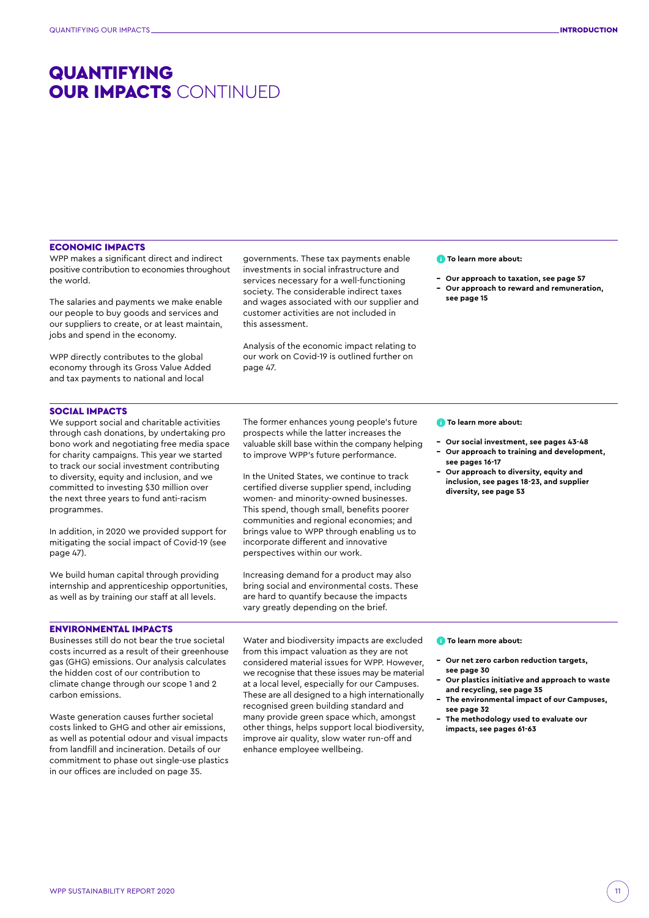# QUANTIFYING OUR IMPACTS CONTINUED

## ECONOMIC IMPACTS

WPP makes a significant direct and indirect positive contribution to economies throughout the world.

The salaries and payments we make enable our people to buy goods and services and our suppliers to create, or at least maintain, jobs and spend in the economy.

WPP directly contributes to the global economy through its Gross Value Added and tax payments to national and local governments. These tax payments enable investments in social infrastructure and services necessary for a well-functioning society. The considerable indirect taxes and wages associated with our supplier and customer activities are not included in this assessment.

Analysis of the economic impact relating to our work on Covid-19 is outlined further on page 47.

**To learn more about:**

- **Our approach to taxation, see page 57**
- **Our approach to reward and remuneration, see page 15**

## SOCIAL IMPACTS

We support social and charitable activities through cash donations, by undertaking pro bono work and negotiating free media space for charity campaigns. This year we started to track our social investment contributing to diversity, equity and inclusion, and we committed to investing $30 million over the next three years to fund anti-racism programmes.

In addition, in 2020 we provided support for mitigating the social impact of Covid-19 (see page 47).

We build human capital through providing internship and apprenticeship opportunities, as well as by training our staff at all levels. The former enhances young people's future prospects while the latter increases the valuable skill base within the company helping to improve WPP's future performance.

In the United States, we continue to track certified diverse supplier spend, including women- and minority-owned businesses. This spend, though small, benefits poorer communities and regional economies; and brings value to WPP through enabling us to incorporate different and innovative perspectives within our work.

Increasing demand for a product may also bring social and environmental costs. These are hard to quantify because the impacts vary greatly depending on the brief.

**To learn more about:**

- **Our social investment, see pages 43-48**
- **Our approach to training and development, see pages 16-17**
- **Our approach to diversity, equity and inclusion, see pages 18-23, and supplier diversity, see page 53**

## ENVIRONMENTAL IMPACTS

Businesses still do not bear the true societal costs incurred as a result of their greenhouse gas (GHG) emissions. Our analysis calculates the hidden cost of our contribution to climate change through our scope 1 and 2 carbon emissions.

Waste generation causes further societal costs linked to GHG and other air emissions, as well as potential odour and visual impacts from landfill and incineration. Details of our commitment to phase out single-use plastics in our offices are included on page 35.

Water and biodiversity impacts are excluded from this impact valuation as they are not considered material issues for WPP. However, we recognise that these issues may be material at a local level, especially for our Campuses. These are all designed to a high internationally recognised green building standard and many provide green space which, amongst other things, helps support local biodiversity, improve air quality, slow water run-off and enhance employee wellbeing.

**To learn more about:**

- **Our net zero carbon reduction targets, see page 30**
- **Our plastics initiative and approach to waste and recycling, see page 35**
- **The environmental impact of our Campuses, see page 32**
- **The methodology used to evaluate our impacts, see pages 61-63**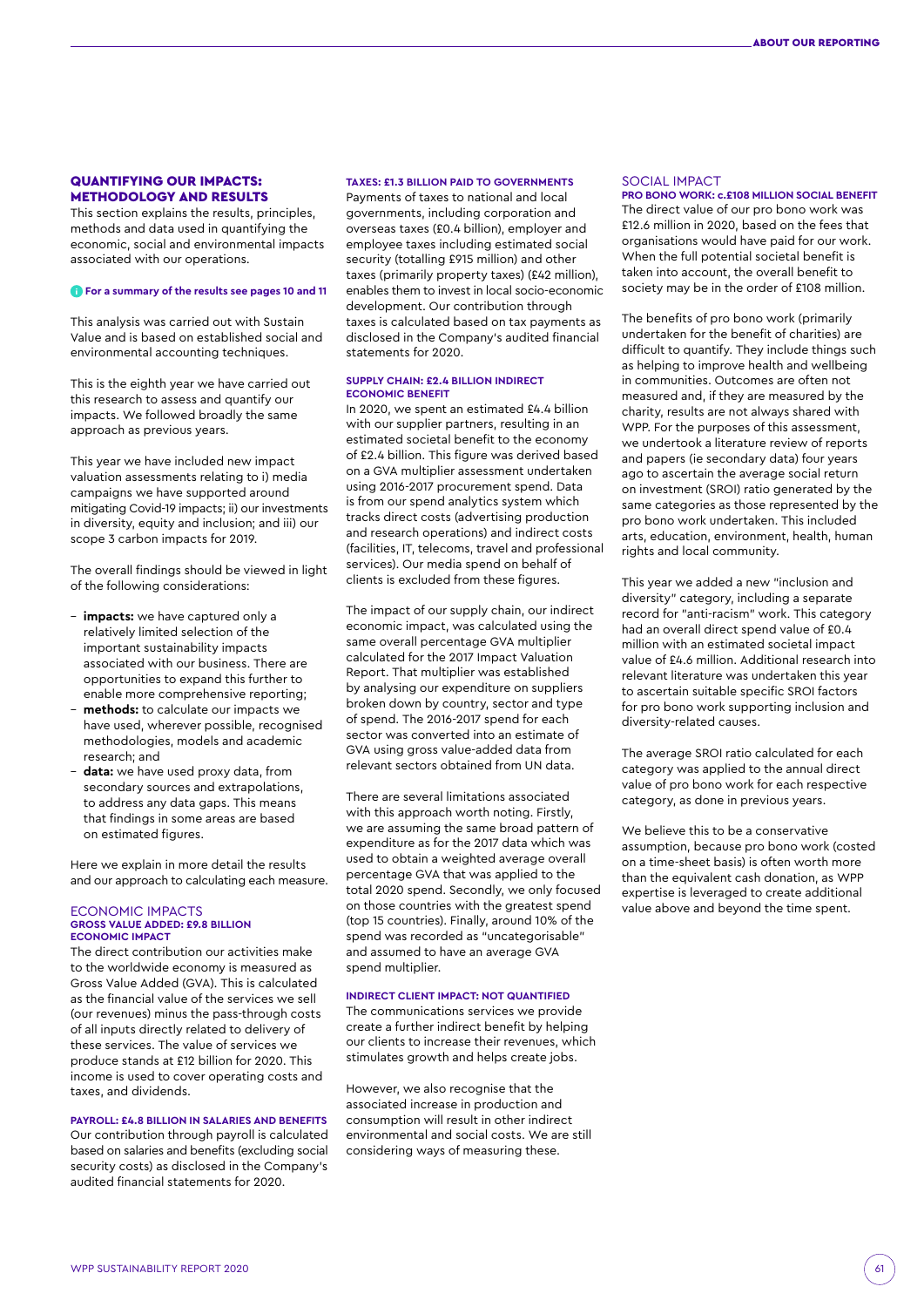## QUANTIFYING OUR IMPACTS: METHODOLOGY AND RESULTS

This section explains the results, principles, methods and data used in quantifying the economic, social and environmental impacts associated with our operations.

**For a summary of the results see pages 10 and 11**

This analysis was carried out with Sustain Value and is based on established social and environmental accounting techniques.

This is the eighth year we have carried out this research to assess and quantify our impacts. We followed broadly the same approach as previous years.

This year we have included new impact valuation assessments relating to i) media campaigns we have supported around mitigating Covid-19 impacts; ii) our investments in diversity, equity and inclusion; and iii) our scope 3 carbon impacts for 2019.

The overall findings should be viewed in light of the following considerations:

- **impacts:** we have captured only a relatively limited selection of the important sustainability impacts associated with our business. There are opportunities to expand this further to enable more comprehensive reporting;
- **methods:** to calculate our impacts we have used, wherever possible, recognised methodologies, models and academic research; and
- **data:** we have used proxy data, from secondary sources and extrapolations, to address any data gaps. This means that findings in some areas are based on estimated figures.

Here we explain in more detail the results and our approach to calculating each measure.

### ECONOMIC IMPACTS

#### GROSS VALUE ADDED: £9.8 BILLION ECONOMIC IMPACT

The direct contribution our activities make to the worldwide economy is measured as Gross Value Added (GVA). This is calculated as the financial value of the services we sell (our revenues) minus the pass-through costs of all inputs directly related to delivery of these services. The value of services we produce stands at £12 billion for 2020. This income is used to cover operating costs and taxes, and dividends.

#### PAYROLL: £4.8 BILLION IN SALARIES AND BENEFITS

Our contribution through payroll is calculated based on salaries and benefits (excluding social security costs) as disclosed in the Company's audited financial statements for 2020.

#### TAXES: £1.3 BILLION PAID TO GOVERNMENTS

Payments of taxes to national and local governments, including corporation and overseas taxes (£0.4 billion), employer and employee taxes including estimated social security (totalling £915 million) and other taxes (primarily property taxes) (£42 million), enables them to invest in local socio-economic development. Our contribution through taxes is calculated based on tax payments as disclosed in the Company's audited financial statements for 2020.

#### SUPPLY CHAIN: £2.4 BILLION INDIRECT ECONOMIC BENEFIT

In 2020, we spent an estimated £4.4 billion with our supplier partners, resulting in an estimated societal benefit to the economy of £2.4 billion. This figure was derived based on a GVA multiplier assessment undertaken using 2016-2017 procurement spend. Data is from our spend analytics system which tracks direct costs (advertising production and research operations) and indirect costs (facilities, IT, telecoms, travel and professional services). Our media spend on behalf of clients is excluded from these figures.

The impact of our supply chain, our indirect economic impact, was calculated using the same overall percentage GVA multiplier calculated for the 2017 Impact Valuation Report. That multiplier was established by analysing our expenditure on suppliers broken down by country, sector and type of spend. The 2016-2017 spend for each sector was converted into an estimate of GVA using gross value-added data from relevant sectors obtained from UN data.

There are several limitations associated with this approach worth noting. Firstly, we are assuming the same broad pattern of expenditure as for the 2017 data which was used to obtain a weighted average overall percentage GVA that was applied to the total 2020 spend. Secondly, we only focused on those countries with the greatest spend (top 15 countries). Finally, around 10% of the spend was recorded as "uncategorisable" and assumed to have an average GVA spend multiplier.

#### INDIRECT CLIENT IMPACT: NOT QUANTIFIED

The communications services we provide create a further indirect benefit by helping our clients to increase their revenues, which stimulates growth and helps create jobs.

However, we also recognise that the associated increase in production and consumption will result in other indirect environmental and social costs. We are still considering ways of measuring these.

### SOCIAL IMPACT

#### PRO BONO WORK: c.£108 MILLION SOCIAL BENEFIT

The direct value of our pro bono work was £12.6 million in 2020, based on the fees that organisations would have paid for our work. When the full potential societal benefit is taken into account, the overall benefit to society may be in the order of £108 million.

The benefits of pro bono work (primarily undertaken for the benefit of charities) are difficult to quantify. They include things such as helping to improve health and wellbeing in communities. Outcomes are often not measured and, if they are measured by the charity, results are not always shared with WPP. For the purposes of this assessment, we undertook a literature review of reports and papers (ie secondary data) four years ago to ascertain the average social return on investment (SROI) ratio generated by the same categories as those represented by the pro bono work undertaken. This included arts, education, environment, health, human rights and local community.

This year we added a new "inclusion and diversity" category, including a separate record for "anti-racism" work. This category had an overall direct spend value of £0.4 million with an estimated societal impact value of £4.6 million. Additional research into relevant literature was undertaken this year to ascertain suitable specific SROI factors for pro bono work supporting inclusion and diversity-related causes.

The average SROI ratio calculated for each category was applied to the annual direct value of pro bono work for each respective category, as done in previous years.

We believe this to be a conservative assumption, because pro bono work (costed on a time-sheet basis) is often worth more than the equivalent cash donation, as WPP expertise is leveraged to create additional value above and beyond the time spent.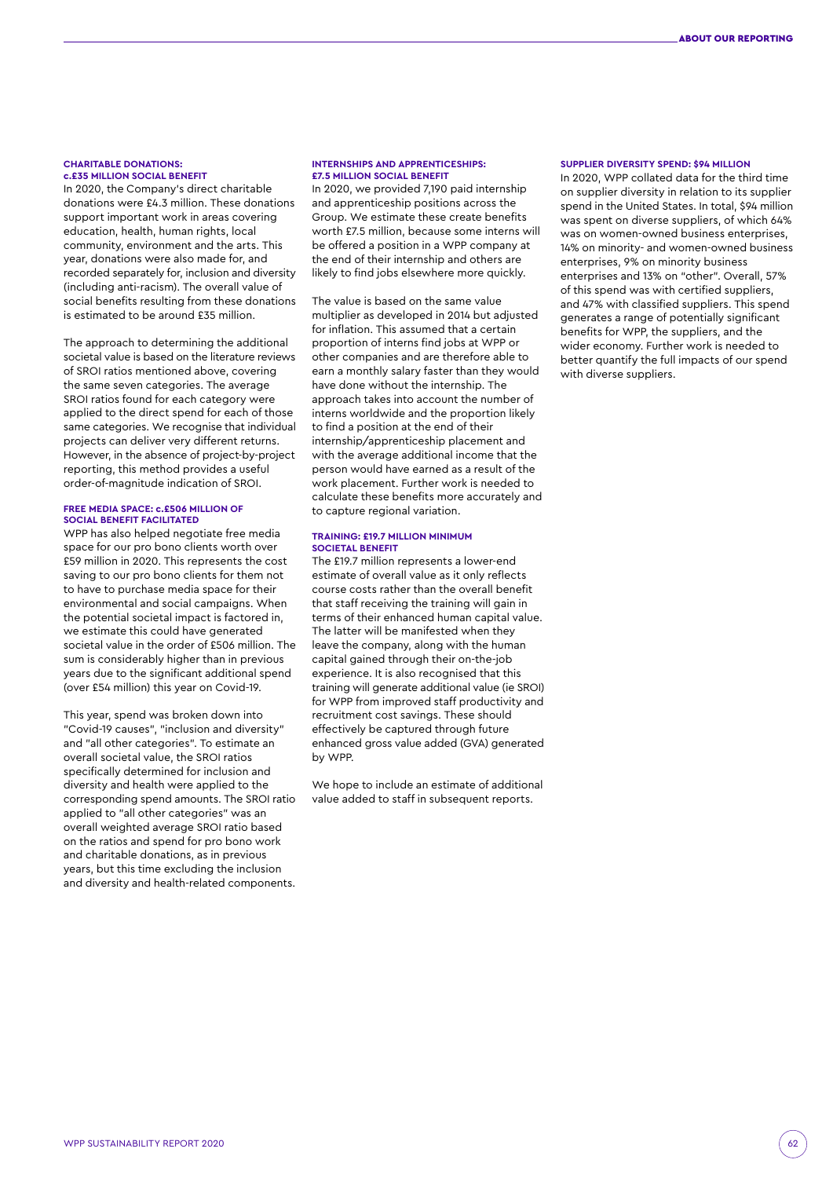### CHARITABLE DONATIONS: c.£35 MILLION SOCIAL BENEFIT

In 2020, the Company's direct charitable donations were £4.3 million. These donations support important work in areas covering education, health, human rights, local community, environment and the arts. This year, donations were also made for, and recorded separately for, inclusion and diversity (including anti-racism). The overall value of social benefits resulting from these donations is estimated to be around £35 million.

The approach to determining the additional societal value is based on the literature reviews of SROI ratios mentioned above, covering the same seven categories. The average SROI ratios found for each category were applied to the direct spend for each of those same categories. We recognise that individual projects can deliver very different returns. However, in the absence of project-by-project reporting, this method provides a useful order-of-magnitude indication of SROI.

### FREE MEDIA SPACE: c.£506 MILLION OF SOCIAL BENEFIT FACILITATED

WPP has also helped negotiate free media space for our pro bono clients worth over £59 million in 2020. This represents the cost saving to our pro bono clients for them not to have to purchase media space for their environmental and social campaigns. When the potential societal impact is factored in, we estimate this could have generated societal value in the order of £506 million. The sum is considerably higher than in previous years due to the significant additional spend (over £54 million) this year on Covid-19.

This year, spend was broken down into "Covid-19 causes", "inclusion and diversity" and "all other categories". To estimate an overall societal value, the SROI ratios specifically determined for inclusion and diversity and health were applied to the corresponding spend amounts. The SROI ratio applied to "all other categories" was an overall weighted average SROI ratio based on the ratios and spend for pro bono work and charitable donations, as in previous years, but this time excluding the inclusion and diversity and health-related components.

### INTERNSHIPS AND APPRENTICESHIPS: £7.5 MILLION SOCIAL BENEFIT

In 2020, we provided 7,190 paid internship and apprenticeship positions across the Group. We estimate these create benefits worth £7.5 million, because some interns will be offered a position in a WPP company at the end of their internship and others are likely to find jobs elsewhere more quickly.

The value is based on the same value multiplier as developed in 2014 but adjusted for inflation. This assumed that a certain proportion of interns find jobs at WPP or other companies and are therefore able to earn a monthly salary faster than they would have done without the internship. The approach takes into account the number of interns worldwide and the proportion likely to find a position at the end of their internship/apprenticeship placement and with the average additional income that the person would have earned as a result of the work placement. Further work is needed to calculate these benefits more accurately and to capture regional variation.

### TRAINING: £19.7 MILLION MINIMUM SOCIETAL BENEFIT

The £19.7 million represents a lower-end estimate of overall value as it only reflects course costs rather than the overall benefit that staff receiving the training will gain in terms of their enhanced human capital value. The latter will be manifested when they leave the company, along with the human capital gained through their on-the-job experience. It is also recognised that this training will generate additional value (ie SROI) for WPP from improved staff productivity and recruitment cost savings. These should effectively be captured through future enhanced gross value added (GVA) generated by WPP.

We hope to include an estimate of additional value added to staff in subsequent reports.

### SUPPLIER DIVERSITY SPEND: $94 MILLION

In 2020, WPP collated data for the third time on supplier diversity in relation to its supplier spend in the United States. In total, $94 million was spent on diverse suppliers, of which 64% was on women-owned business enterprises, 14% on minority- and women-owned business enterprises, 9% on minority business enterprises and 13% on "other". Overall, 57% of this spend was with certified suppliers, and 47% with classified suppliers. This spend generates a range of potentially significant benefits for WPP, the suppliers, and the wider economy. Further work is needed to better quantify the full impacts of our spend with diverse suppliers.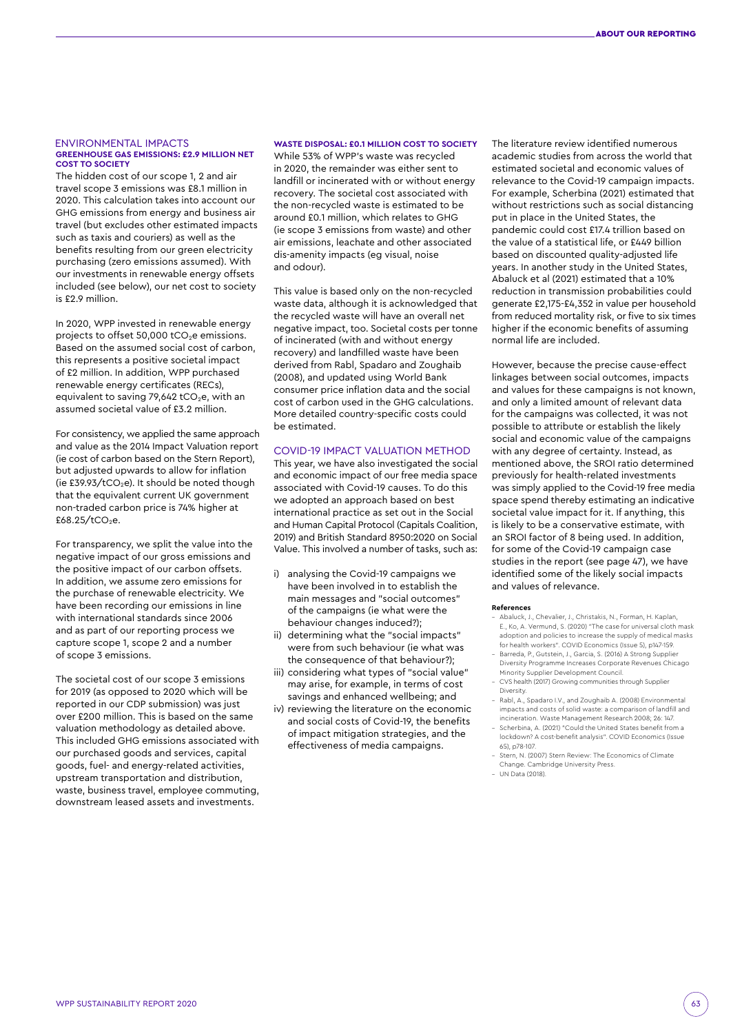## ENVIRONMENTAL IMPACTS

### GREENHOUSE GAS EMISSIONS: £2.9 MILLION NET COST TO SOCIETY

The hidden cost of our scope 1, 2 and air travel scope 3 emissions was £8.1 million in 2020. This calculation takes into account our GHG emissions from energy and business air travel (but excludes other estimated impacts such as taxis and couriers) as well as the benefits resulting from our green electricity purchasing (zero emissions assumed). With our investments in renewable energy offsets included (see below), our net cost to society is £2.9 million.

In 2020, WPP invested in renewable energy projects to offset 50,000 $tCO_2e$ emissions. Based on the assumed social cost of carbon, this represents a positive societal impact of £2 million. In addition, WPP purchased renewable energy certificates (RECs), equivalent to saving 79,642 $tCO_2e$, with an assumed societal value of £3.2 million.

For consistency, we applied the same approach and value as the 2014 Impact Valuation report (ie cost of carbon based on the Stern Report), but adjusted upwards to allow for inflation (ie £39.93/$tCO_2e$). It should be noted though that the equivalent current UK government non-traded carbon price is 74% higher at £68.25/$tCO_2e$.

For transparency, we split the value into the negative impact of our gross emissions and the positive impact of our carbon offsets. In addition, we assume zero emissions for the purchase of renewable electricity. We have been recording our emissions in line with international standards since 2006 and as part of our reporting process we capture scope 1, scope 2 and a number of scope 3 emissions.

The societal cost of our scope 3 emissions for 2019 (as opposed to 2020 which will be reported in our CDP submission) was just over £200 million. This is based on the same valuation methodology as detailed above. This included GHG emissions associated with our purchased goods and services, capital goods, fuel- and energy-related activities, upstream transportation and distribution, waste, business travel, employee commuting, downstream leased assets and investments.

### WASTE DISPOSAL: £0.1 MILLION COST TO SOCIETY

While 53% of WPP's waste was recycled in 2020, the remainder was either sent to landfill or incinerated with or without energy recovery. The societal cost associated with the non-recycled waste is estimated to be around £0.1 million, which relates to GHG (ie scope 3 emissions from waste) and other air emissions, leachate and other associated dis-amenity impacts (eg visual, noise and odour).

This value is based only on the non-recycled waste data, although it is acknowledged that the recycled waste will have an overall net negative impact, too. Societal costs per tonne of incinerated (with and without energy recovery) and landfilled waste have been derived from Rabl, Spadaro and Zoughaib (2008), and updated using World Bank consumer price inflation data and the social cost of carbon used in the GHG calculations. More detailed country-specific costs could be estimated.

## COVID-19 IMPACT VALUATION METHOD

This year, we have also investigated the social and economic impact of our free media space associated with Covid-19 causes. To do this we adopted an approach based on best international practice as set out in the Social and Human Capital Protocol (Capitals Coalition, 2019) and British Standard 8950:2020 on Social Value. This involved a number of tasks, such as:

i) analysing the Covid-19 campaigns we have been involved in to establish the main messages and "social outcomes" of the campaigns (ie what were the behaviour changes induced?);
ii) determining what the "social impacts" were from such behaviour (ie what was the consequence of that behaviour?);
iii) considering what types of "social value" may arise, for example, in terms of cost savings and enhanced wellbeing; and
iv) reviewing the literature on the economic and social costs of Covid-19, the benefits of impact mitigation strategies, and the effectiveness of media campaigns.

The literature review identified numerous academic studies from across the world that estimated societal and economic values of relevance to the Covid-19 campaign impacts. For example, Scherbina (2021) estimated that without restrictions such as social distancing put in place in the United States, the pandemic could cost £17.4 trillion based on the value of a statistical life, or £449 billion based on discounted quality-adjusted life years. In another study in the United States, Abaluck et al (2021) estimated that a 10% reduction in transmission probabilities could generate £2,175-£4,352 in value per household from reduced mortality risk, or five to six times higher if the economic benefits of assuming normal life are included.

However, because the precise cause-effect linkages between social outcomes, impacts and values for these campaigns is not known, and only a limited amount of relevant data for the campaigns was collected, it was not possible to attribute or establish the likely social and economic value of the campaigns with any degree of certainty. Instead, as mentioned above, the SROI ratio determined previously for health-related investments was simply applied to the Covid-19 free media space spend thereby estimating an indicative societal value impact for it. If anything, this is likely to be a conservative estimate, with an SROI factor of 8 being used. In addition, for some of the Covid-19 campaign case studies in the report (see page 47), we have identified some of the likely social impacts and values of relevance.

**References**

- Abaluck, J., Chevalier, J., Christakis, N., Forman, H. Kaplan, E., Ko, A. Vermund, S. (2020) "The case for universal cloth mask adoption and policies to increase the supply of medical masks for health workers". COVID Economics (Issue 5), p147-159.
- Barreda, P., Gutstein, J., Garcia, S. (2016) A Strong Supplier Diversity Programme Increases Corporate Revenues Chicago Minority Supplier Development Council.
- CVS health (2017) Growing communities through Supplier Diversity.
- Rabl, A., Spadaro I.V., and Zoughaib A. (2008) Environmental impacts and costs of solid waste: a comparison of landfill and incineration. Waste Management Research 2008; 26: 147.
- Scherbina, A. (2021) "Could the United States benefit from a lockdown? A cost-benefit analysis". COVID Economics (Issue 65), p78-107.
- Stern, N. (2007) Stern Review: The Economics of Climate Change. Cambridge University Press.
- UN Data (2018).